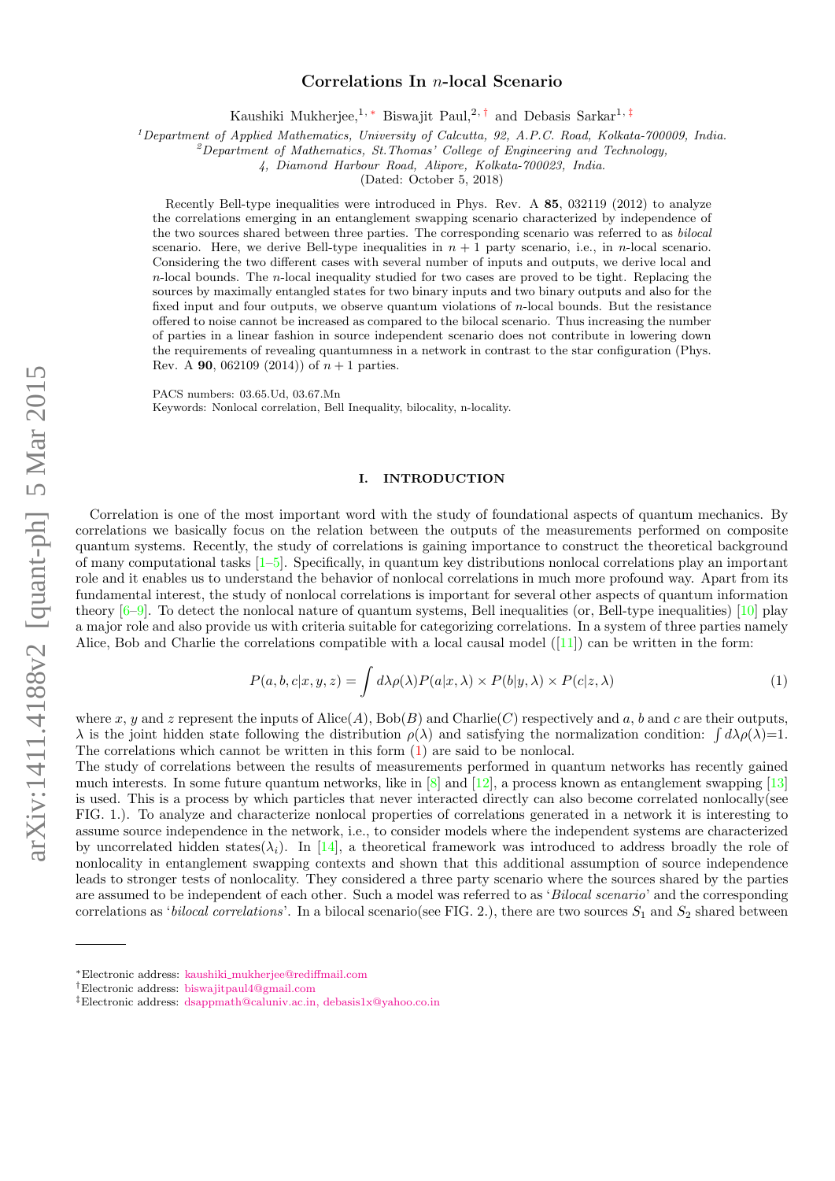# Correlations In $n$-local Scenario

Kaushiki Mukherjee,[1,*] Biswajit Paul,[2,†] and Debasis Sarkar[1,‡]

[1]*Department of Applied Mathematics, University of Calcutta, 92, A.P.C. Road, Kolkata-700009, India.*
[2]*Department of Mathematics, St.Thomas' College of Engineering and Technology, 4, Diamond Harbour Road, Alipore, Kolkata-700023, India.*

(Dated: October 5, 2018)

Recently Bell-type inequalities were introduced in Phys. Rev. A **85**, 032119 (2012) to analyze the correlations emerging in an entanglement swapping scenario characterized by independence of the two sources shared between three parties. The corresponding scenario was referred to as *bilocal* scenario. Here, we derive Bell-type inequalities in $n+1$ party scenario, i.e., in $n$-local scenario. Considering the two different cases with several number of inputs and outputs, we derive local and $n$-local bounds. The $n$-local inequality studied for two cases are proved to be tight. Replacing the sources by maximally entangled states for two binary inputs and two binary outputs and also for the fixed input and four outputs, we observe quantum violations of $n$-local bounds. But the resistance offered to noise cannot be increased as compared to the bilocal scenario. Thus increasing the number of parties in a linear fashion in source independent scenario does not contribute in lowering down the requirements of revealing quantumness in a network in contrast to the star configuration (Phys. Rev. A **90**, 062109 (2014)) of $n+1$ parties.

PACS numbers: 03.65.Ud, 03.67.Mn
Keywords: Nonlocal correlation, Bell Inequality, bilocality, n-locality.

## I. INTRODUCTION

Correlation is one of the most important word with the study of foundational aspects of quantum mechanics. By correlations we basically focus on the relation between the outputs of the measurements performed on composite quantum systems. Recently, the study of correlations is gaining importance to construct the theoretical background of many computational tasks [1–5]. Specifically, in quantum key distributions nonlocal correlations play an important role and it enables us to understand the behavior of nonlocal correlations in much more profound way. Apart from its fundamental interest, the study of nonlocal correlations is important for several other aspects of quantum information theory [6–9]. To detect the nonlocal nature of quantum systems, Bell inequalities (or, Bell-type inequalities) [10] play a major role and also provide us with criteria suitable for categorizing correlations. In a system of three parties namely Alice, Bob and Charlie the correlations compatible with a local causal model ([11]) can be written in the form:

$$P(a,b,c|x,y,z) = \int d\lambda \rho(\lambda) P(a|x,\lambda) \times P(b|y,\lambda) \times P(c|z,\lambda) \tag{1}$$

where $x$, $y$ and $z$ represent the inputs of Alice($A$), Bob($B$) and Charlie($C$) respectively and $a$, $b$ and $c$ are their outputs, $\lambda$ is the joint hidden state following the distribution $\rho(\lambda)$ and satisfying the normalization condition: $\int d\lambda\rho(\lambda)$=1. The correlations which cannot be written in this form (1) are said to be nonlocal.

The study of correlations between the results of measurements performed in quantum networks has recently gained much interests. In some future quantum networks, like in [8] and [12], a process known as entanglement swapping [13] is used. This is a process by which particles that never interacted directly can also become correlated nonlocally(see FIG. 1.). To analyze and characterize nonlocal properties of correlations generated in a network it is interesting to assume source independence in the network, i.e., to consider models where the independent systems are characterized by uncorrelated hidden states($\lambda_i$). In [14], a theoretical framework was introduced to address broadly the role of nonlocality in entanglement swapping contexts and shown that this additional assumption of source independence leads to stronger tests of nonlocality. They considered a three party scenario where the sources shared by the parties are assumed to be independent of each other. Such a model was referred to as '*Bilocal scenario*' and the corresponding correlations as '*bilocal correlations*'. In a bilocal scenario(see FIG. 2.), there are two sources $S_1$ and $S_2$ shared between

---

*Electronic address: kaushiki_mukherjee@rediffmail.com
†Electronic address: biswajitpaul4@gmail.com
‡Electronic address: dsappmath@caluniv.ac.in, debasis1x@yahoo.co.in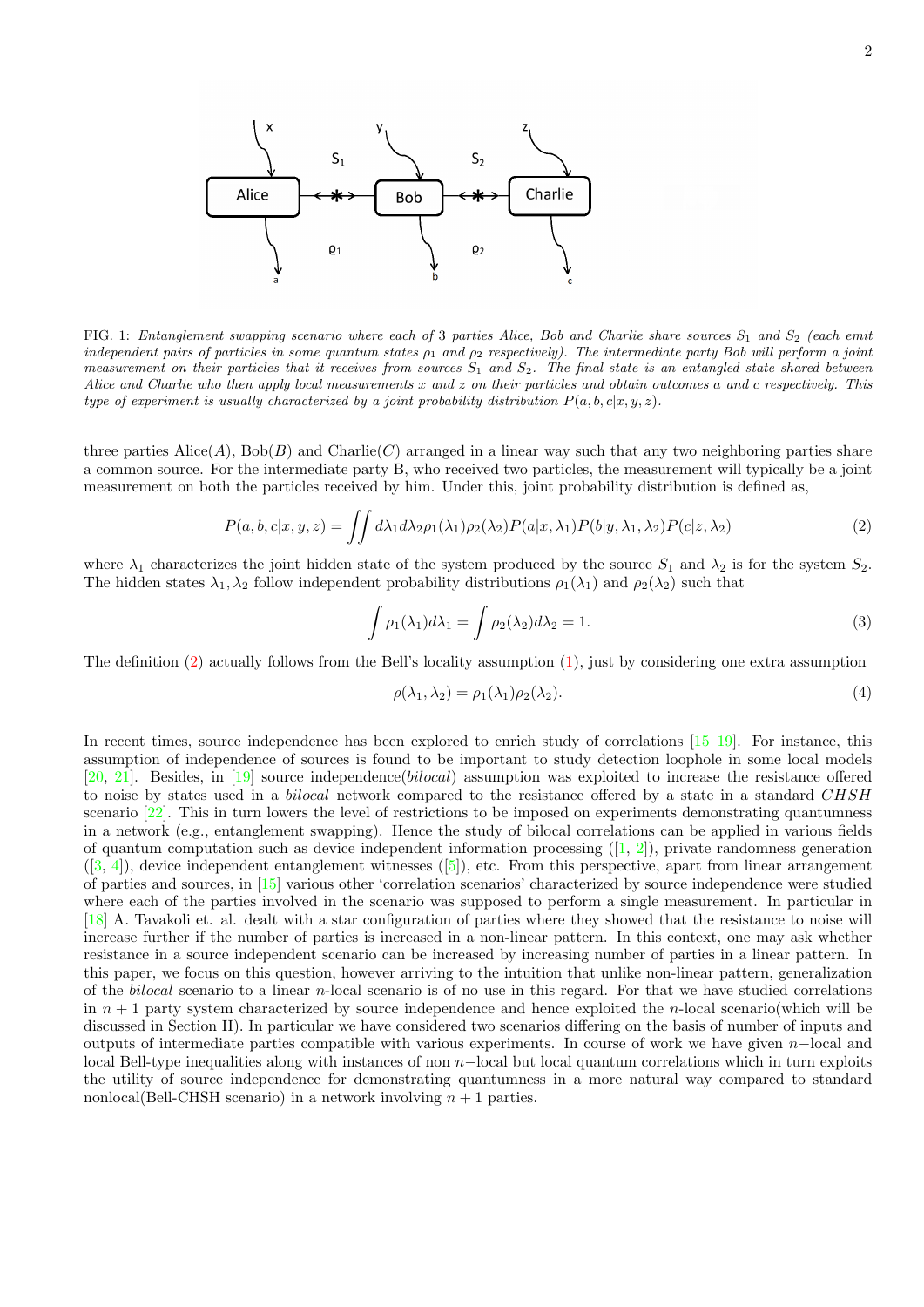FIG. 1: *Entanglement swapping scenario where each of 3 parties Alice, Bob and Charlie share sources $S_1$ and $S_2$ (each emit independent pairs of particles in some quantum states $\rho_1$ and $\rho_2$ respectively). The intermediate party Bob will perform a joint measurement on their particles that it receives from sources $S_1$ and $S_2$. The final state is an entangled state shared between Alice and Charlie who then apply local measurements $x$ and $z$ on their particles and obtain outcomes $a$ and $c$ respectively. This type of experiment is usually characterized by a joint probability distribution $P(a, b, c|x, y, z)$.*

three parties Alice($A$), Bob($B$) and Charlie($C$) arranged in a linear way such that any two neighboring parties share a common source. For the intermediate party B, who received two particles, the measurement will typically be a joint measurement on both the particles received by him. Under this, joint probability distribution is defined as,

$$P(a, b, c|x, y, z) = \iint d\lambda_1 d\lambda_2 \rho_1(\lambda_1)\rho_2(\lambda_2) P(a|x, \lambda_1) P(b|y, \lambda_1, \lambda_2) P(c|z, \lambda_2) \tag{2}$$

where $\lambda_1$ characterizes the joint hidden state of the system produced by the source $S_1$ and $\lambda_2$ is for the system $S_2$. The hidden states $\lambda_1, \lambda_2$ follow independent probability distributions $\rho_1(\lambda_1)$ and $\rho_2(\lambda_2)$ such that

$$\int \rho_1(\lambda_1) d\lambda_1 = \int \rho_2(\lambda_2) d\lambda_2 = 1. \tag{3}$$

The definition (2) actually follows from the Bell's locality assumption (1), just by considering one extra assumption

$$\rho(\lambda_1, \lambda_2) = \rho_1(\lambda_1)\rho_2(\lambda_2). \tag{4}$$

In recent times, source independence has been explored to enrich study of correlations [15–19]. For instance, this assumption of independence of sources is found to be important to study detection loophole in some local models [20, 21]. Besides, in [19] source independence(*bilocal*) assumption was exploited to increase the resistance offered to noise by states used in a *bilocal* network compared to the resistance offered by a state in a standard $CHSH$ scenario [22]. This in turn lowers the level of restrictions to be imposed on experiments demonstrating quantumness in a network (e.g., entanglement swapping). Hence the study of bilocal correlations can be applied in various fields of quantum computation such as device independent information processing ([1, 2]), private randomness generation ([3, 4]), device independent entanglement witnesses ([5]), etc. From this perspective, apart from linear arrangement of parties and sources, in [15] various other 'correlation scenarios' characterized by source independence were studied where each of the parties involved in the scenario was supposed to perform a single measurement. In particular in [18] A. Tavakoli et. al. dealt with a star configuration of parties where they showed that the resistance to noise will increase further if the number of parties is increased in a non-linear pattern. In this context, one may ask whether resistance in a source independent scenario can be increased by increasing number of parties in a linear pattern. In this paper, we focus on this question, however arriving to the intuition that unlike non-linear pattern, generalization of the *bilocal* scenario to a linear $n$-local scenario is of no use in this regard. For that we have studied correlations in $n+1$ party system characterized by source independence and hence exploited the $n$-local scenario(which will be discussed in Section II). In particular we have considered two scenarios differing on the basis of number of inputs and outputs of intermediate parties compatible with various experiments. In course of work we have given $n-$local and local Bell-type inequalities along with instances of non $n-$local but local quantum correlations which in turn exploits the utility of source independence for demonstrating quantumness in a more natural way compared to standard nonlocal(Bell-CHSH scenario) in a network involving $n+1$ parties.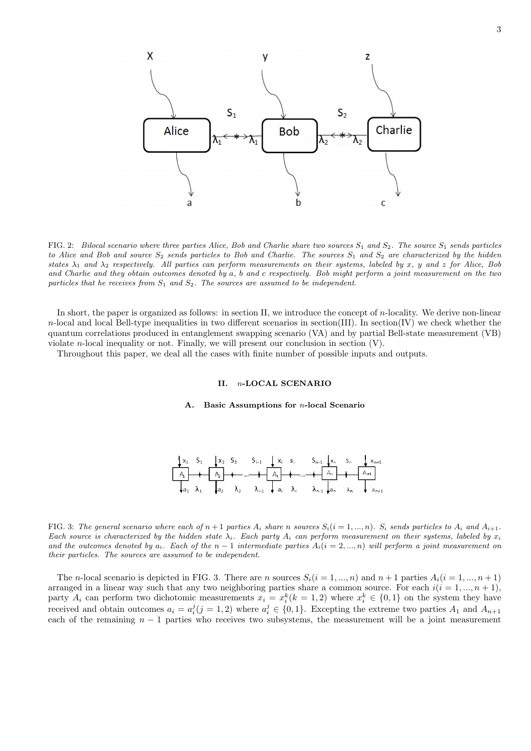FIG. 2: *Bilocal scenario where three parties Alice, Bob and Charlie share two sources $S_1$ and $S_2$. The source $S_1$ sends particles to Alice and Bob and source $S_2$ sends particles to Bob and Charlie. The sources $S_1$ and $S_2$ are characterized by the hidden states $\lambda_1$ and $\lambda_2$ respectively. All parties can perform measurements on their systems, labeled by $x$, $y$ and $z$ for Alice, Bob and Charlie and they obtain outcomes denoted by $a$, $b$ and $c$ respectively. Bob might perform a joint measurement on the two particles that he receives from $S_1$ and $S_2$. The sources are assumed to be independent.*

In short, the paper is organized as follows: in section II, we introduce the concept of $n$-locality. We derive non-linear $n$-local and local Bell-type inequalities in two different scenarios in section(III). In section(IV) we check whether the quantum correlations produced in entanglement swapping scenario (VA) and by partial Bell-state measurement (VB) violate $n$-local inequality or not. Finally, we will present our conclusion in section (V).

Throughout this paper, we deal all the cases with finite number of possible inputs and outputs.

## II. $n$-LOCAL SCENARIO

### A. Basic Assumptions for $n$-local Scenario

FIG. 3: *The general scenario where each of $n+1$ parties $A_i$ share $n$ sources $S_i (i = 1, ..., n)$. $S_i$ sends particles to $A_i$ and $A_{i+1}$. Each source is characterized by the hidden state $\lambda_i$. Each party $A_i$ can perform measurement on their systems, labeled by $x_i$ and the outcomes denoted by $a_i$. Each of the $n-1$ intermediate parties $A_i (i = 2, ..., n)$ will perform a joint measurement on their particles. The sources are assumed to be independent.*

The $n$-local scenario is depicted in FIG. 3. There are $n$ sources $S_i (i = 1, ..., n)$ and $n+1$ parties $A_i (i = 1, ..., n+1)$ arranged in a linear way such that any two neighboring parties share a common source. For each $i (i = 1, ..., n+1)$, party $A_i$ can perform two dichotomic measurements $x_i = x_i^k (k = 1, 2)$ where $x_i^k \in \{0, 1\}$ on the system they have received and obtain outcomes $a_i = a_i^j (j = 1, 2)$ where $a_i^j \in \{0, 1\}$. Excepting the extreme two parties $A_1$ and $A_{n+1}$ each of the remaining $n-1$ parties who receives two subsystems, the measurement will be a joint measurement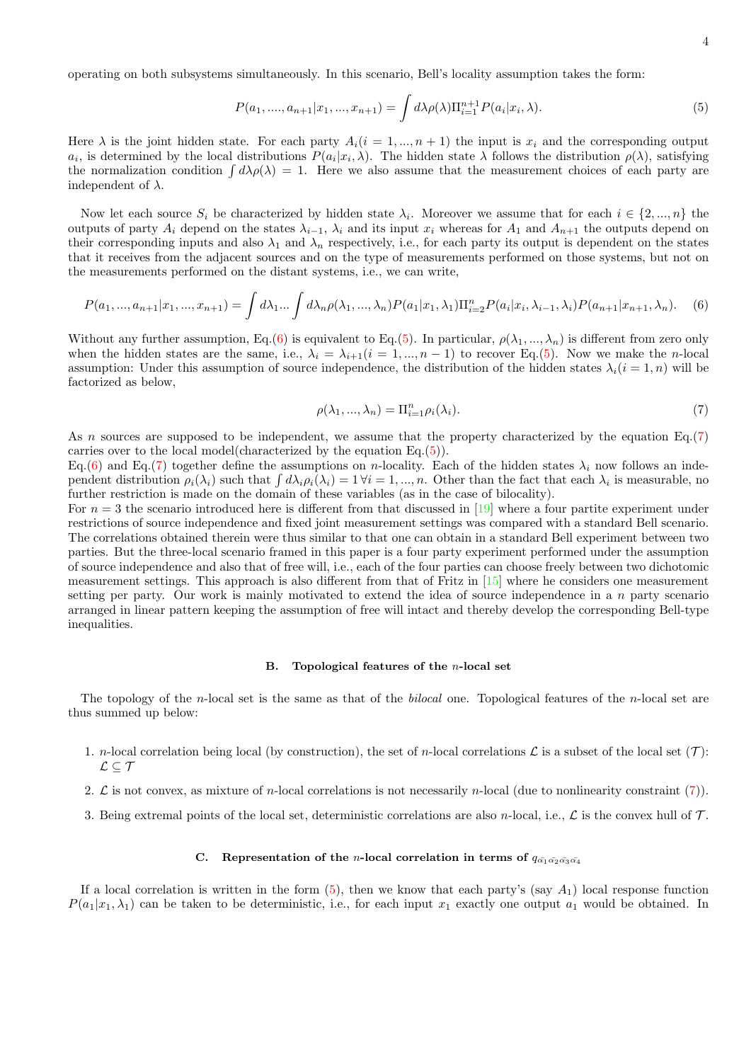operating on both subsystems simultaneously. In this scenario, Bell's locality assumption takes the form:

$$P(a_1,....,a_{n+1}|x_1,...,x_{n+1}) = \int d\lambda \rho(\lambda) \Pi_{i=1}^{n+1} P(a_i|x_i,\lambda). \tag{5}$$

Here $\lambda$ is the joint hidden state. For each party $A_i(i = 1,...,n+1)$ the input is $x_i$ and the corresponding output $a_i$, is determined by the local distributions $P(a_i|x_i,\lambda)$. The hidden state $\lambda$ follows the distribution $\rho(\lambda)$, satisfying the normalization condition $\int d\lambda\rho(\lambda) = 1$. Here we also assume that the measurement choices of each party are independent of $\lambda$.

Now let each source $S_i$ be characterized by hidden state $\lambda_i$. Moreover we assume that for each $i \in \{2,...,n\}$ the outputs of party $A_i$ depend on the states $\lambda_{i-1}$, $\lambda_i$ and its input $x_i$ whereas for $A_1$ and $A_{n+1}$ the outputs depend on their corresponding inputs and also $\lambda_1$ and $\lambda_n$ respectively, i.e., for each party its output is dependent on the states that it receives from the adjacent sources and on the type of measurements performed on those systems, but not on the measurements performed on the distant systems, i.e., we can write,

$$P(a_1,...,a_{n+1}|x_1,...,x_{n+1}) = \int d\lambda_1 ... \int d\lambda_n \rho(\lambda_1,...,\lambda_n) P(a_1|x_1,\lambda_1) \Pi_{i=2}^{n} P(a_i|x_i,\lambda_{i-1},\lambda_i) P(a_{n+1}|x_{n+1},\lambda_n). \tag{6}$$

Without any further assumption, Eq.(6) is equivalent to Eq.(5). In particular, $\rho(\lambda_1,...,\lambda_n)$ is different from zero only when the hidden states are the same, i.e., $\lambda_i = \lambda_{i+1} (i = 1,...,n-1)$ to recover Eq.(5). Now we make the $n$-local assumption: Under this assumption of source independence, the distribution of the hidden states $\lambda_i (i = 1, n)$ will be factorized as below,

$$\rho(\lambda_1,...,\lambda_n) = \Pi_{i=1}^{n} \rho_i(\lambda_i). \tag{7}$$

As $n$ sources are supposed to be independent, we assume that the property characterized by the equation Eq.(7) carries over to the local model(characterized by the equation Eq.(5)).

Eq.(6) and Eq.(7) together define the assumptions on $n$-locality. Each of the hidden states $\lambda_i$ now follows an independent distribution $\rho_i(\lambda_i)$ such that $\int d\lambda_i \rho_i(\lambda_i) = 1 \, \forall i = 1,...,n$. Other than the fact that each $\lambda_i$ is measurable, no further restriction is made on the domain of these variables (as in the case of bilocality).

For $n = 3$ the scenario introduced here is different from that discussed in [19] where a four partite experiment under restrictions of source independence and fixed joint measurement settings was compared with a standard Bell scenario. The correlations obtained therein were thus similar to that one can obtain in a standard Bell experiment between two parties. But the three-local scenario framed in this paper is a four party experiment performed under the assumption of source independence and also that of free will, i.e., each of the four parties can choose freely between two dichotomic measurement settings. This approach is also different from that of Fritz in [15] where he considers one measurement setting per party. Our work is mainly motivated to extend the idea of source independence in a $n$ party scenario arranged in linear pattern keeping the assumption of free will intact and thereby develop the corresponding Bell-type inequalities.

### B. Topological features of the $n$-local set

The topology of the $n$-local set is the same as that of the *bilocal* one. Topological features of the $n$-local set are thus summed up below:

1. $n$-local correlation being local (by construction), the set of $n$-local correlations $\mathcal{L}$ is a subset of the local set ($\mathcal{T}$): $\mathcal{L} \subseteq \mathcal{T}$
2. $\mathcal{L}$ is not convex, as mixture of $n$-local correlations is not necessarily $n$-local (due to nonlinearity constraint (7)).
3. Being extremal points of the local set, deterministic correlations are also $n$-local, i.e., $\mathcal{L}$ is the convex hull of $\mathcal{T}$.

### C. Representation of the $n$-local correlation in terms of $q_{\tilde{\alpha_1}\tilde{\alpha_2}\tilde{\alpha_3}\tilde{\alpha_4}}$

If a local correlation is written in the form (5), then we know that each party's (say $A_1$) local response function $P(a_1|x_1,\lambda_1)$ can be taken to be deterministic, i.e., for each input $x_1$ exactly one output $a_1$ would be obtained. In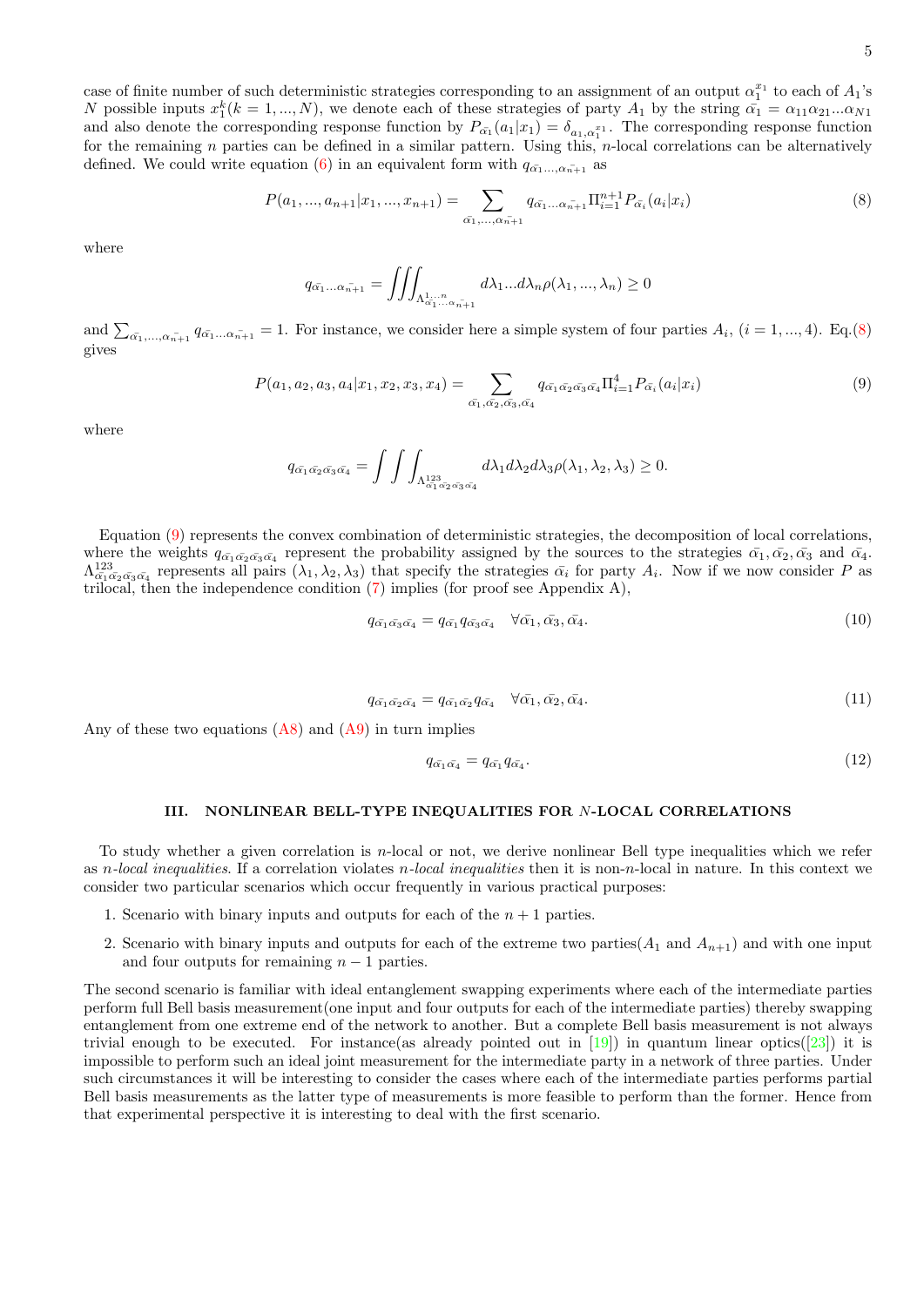case of finite number of such deterministic strategies corresponding to an assignment of an output $\alpha_1^{x_1}$ to each of $A_1$'s $N$ possible inputs $x_1^k (k = 1, ..., N)$, we denote each of these strategies of party $A_1$ by the string $\bar{\alpha_1} = \alpha_{11}\alpha_{21}...\alpha_{N1}$ and also denote the corresponding response function by $P_{\bar{\alpha_1}}(a_1|x_1) = \delta_{a_1,\alpha_1^{x_1}}$. The corresponding response function for the remaining $n$ parties can be defined in a similar pattern. Using this, $n$-local correlations can be alternatively defined. We could write equation (6) in an equivalent form with $q_{\bar{\alpha_1}...,\bar{\alpha_{n+1}}}$ as

$$P(a_1, ..., a_{n+1}|x_1, ..., x_{n+1}) = \sum_{\bar{\alpha_1},...,\bar{\alpha_{n+1}}} q_{\bar{\alpha_1}...\bar{\alpha_{n+1}}} \Pi_{i=1}^{n+1} P_{\bar{\alpha_i}}(a_i|x_i) \tag{8}$$

where

$$q_{\bar{\alpha_1}...\bar{\alpha_{n+1}}} = \iiint_{\Lambda^{1...n}_{\bar{\alpha_1}...\bar{\alpha_{n+1}}}} d\lambda_1...d\lambda_n \rho(\lambda_1, ..., \lambda_n) \geq 0$$

and $\sum_{\bar{\alpha_1},...,\bar{\alpha_{n+1}}} q_{\bar{\alpha_1}...\bar{\alpha_{n+1}}} = 1$. For instance, we consider here a simple system of four parties $A_i$, $(i = 1, ..., 4)$. Eq.(8) gives

$$P(a_1, a_2, a_3, a_4|x_1, x_2, x_3, x_4) = \sum_{\bar{\alpha_1},\bar{\alpha_2},\bar{\alpha_3},\bar{\alpha_4}} q_{\bar{\alpha_1}\bar{\alpha_2}\bar{\alpha_3}\bar{\alpha_4}} \Pi_{i=1}^{4} P_{\bar{\alpha_i}}(a_i|x_i) \tag{9}$$

where

$$q_{\bar{\alpha_1}\bar{\alpha_2}\bar{\alpha_3}\bar{\alpha_4}} = \int\int\int_{\Lambda^{123}_{\bar{\alpha_1}\bar{\alpha_2}\bar{\alpha_3}\bar{\alpha_4}}} d\lambda_1 d\lambda_2 d\lambda_3 \rho(\lambda_1, \lambda_2, \lambda_3) \geq 0.$$

Equation (9) represents the convex combination of deterministic strategies, the decomposition of local correlations, where the weights $q_{\bar{\alpha_1}\bar{\alpha_2}\bar{\alpha_3}\bar{\alpha_4}}$ represent the probability assigned by the sources to the strategies $\bar{\alpha_1}, \bar{\alpha_2}, \bar{\alpha_3}$ and $\bar{\alpha_4}$. $\Lambda^{123}_{\bar{\alpha_1}\bar{\alpha_2}\bar{\alpha_3}\bar{\alpha_4}}$ represents all pairs $(\lambda_1, \lambda_2, \lambda_3)$ that specify the strategies $\bar{\alpha_i}$ for party $A_i$. Now if we now consider $P$ as trilocal, then the independence condition (7) implies (for proof see Appendix A),

$$q_{\bar{\alpha_1}\bar{\alpha_3}\bar{\alpha_4}} = q_{\bar{\alpha_1}} q_{\bar{\alpha_3}\bar{\alpha_4}} \quad \forall \bar{\alpha_1}, \bar{\alpha_3}, \bar{\alpha_4}. \tag{10}$$

$$q_{\bar{\alpha_1}\bar{\alpha_2}\bar{\alpha_4}} = q_{\bar{\alpha_1}\bar{\alpha_2}} q_{\bar{\alpha_4}} \quad \forall \bar{\alpha_1}, \bar{\alpha_2}, \bar{\alpha_4}. \tag{11}$$

Any of these two equations (A8) and (A9) in turn implies

$$q_{\bar{\alpha_1}\bar{\alpha_4}} = q_{\bar{\alpha_1}} q_{\bar{\alpha_4}}. \tag{12}$$

## III. NONLINEAR BELL-TYPE INEQUALITIES FOR $N$-LOCAL CORRELATIONS

To study whether a given correlation is $n$-local or not, we derive nonlinear Bell type inequalities which we refer as *n-local inequalities*. If a correlation violates *n-local inequalities* then it is non-$n$-local in nature. In this context we consider two particular scenarios which occur frequently in various practical purposes:

1. Scenario with binary inputs and outputs for each of the $n+1$ parties.

2. Scenario with binary inputs and outputs for each of the extreme two parties($A_1$ and $A_{n+1}$) and with one input and four outputs for remaining $n-1$ parties.

The second scenario is familiar with ideal entanglement swapping experiments where each of the intermediate parties perform full Bell basis measurement(one input and four outputs for each of the intermediate parties) thereby swapping entanglement from one extreme end of the network to another. But a complete Bell basis measurement is not always trivial enough to be executed. For instance(as already pointed out in [19]) in quantum linear optics([23]) it is impossible to perform such an ideal joint measurement for the intermediate party in a network of three parties. Under such circumstances it will be interesting to consider the cases where each of the intermediate parties performs partial Bell basis measurements as the latter type of measurements is more feasible to perform than the former. Hence from that experimental perspective it is interesting to deal with the first scenario.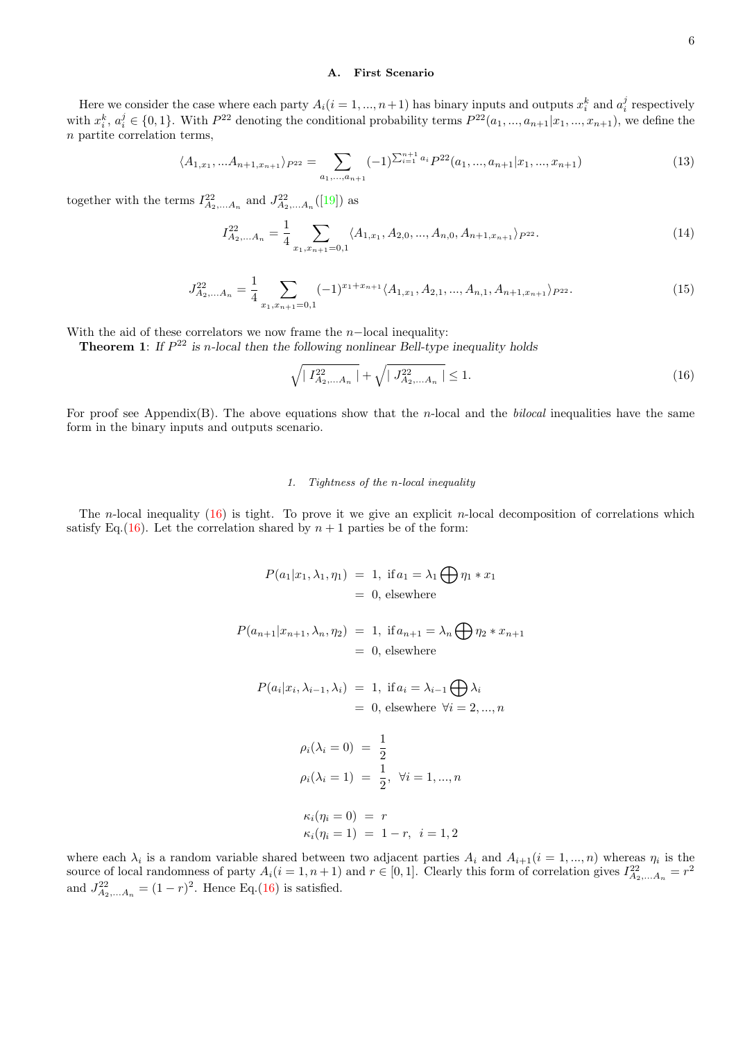### A. First Scenario

Here we consider the case where each party $A_i (i = 1, ..., n+1)$ has binary inputs and outputs $x_i^k$ and $a_i^j$ respectively with $x_i^k$, $a_i^j \in \{0, 1\}$. With $P^{22}$ denoting the conditional probability terms $P^{22}(a_1, ..., a_{n+1}|x_1, ..., x_{n+1})$, we define the $n$ partite correlation terms,

$$\langle A_{1,x_1}, ...A_{n+1,x_{n+1}} \rangle_{P^{22}} = \sum_{a_1,...,a_{n+1}} (-1)^{\sum_{i=1}^{n+1} a_i} P^{22}(a_1, ..., a_{n+1}|x_1, ..., x_{n+1}) \tag{13}$$

together with the terms $I^{22}_{A_2,...A_n}$ and $J^{22}_{A_2,...A_n}$ ([19]) as

$$I^{22}_{A_2,...A_n} = \frac{1}{4} \sum_{x_1,x_{n+1}=0,1} \langle A_{1,x_1}, A_{2,0}, ..., A_{n,0}, A_{n+1,x_{n+1}} \rangle_{P^{22}}. \tag{14}$$

$$J^{22}_{A_2,...A_n} = \frac{1}{4} \sum_{x_1,x_{n+1}=0,1} (-1)^{x_1+x_{n+1}} \langle A_{1,x_1}, A_{2,1}, ..., A_{n,1}, A_{n+1,x_{n+1}} \rangle_{P^{22}}. \tag{15}$$

With the aid of these correlators we now frame the $n-$local inequality:
**Theorem 1**: *If $P^{22}$ is n-local then the following nonlinear Bell-type inequality holds*

$$\sqrt{| I^{22}_{A_2,...A_n} |} + \sqrt{| J^{22}_{A_2,...A_n} |} \leq 1. \tag{16}$$

For proof see Appendix(B). The above equations show that the $n$-local and the *bilocal* inequalities have the same form in the binary inputs and outputs scenario.

#### 1. Tightness of the n-local inequality

The $n$-local inequality (16) is tight. To prove it we give an explicit $n$-local decomposition of correlations which satisfy Eq.(16). Let the correlation shared by $n+1$ parties be of the form:

$$\begin{aligned}
P(a_1|x_1, \lambda_1, \eta_1) &= 1, \text{ if } a_1 = \lambda_1 \bigoplus \eta_1 * x_1 \\
&= 0, \text{ elsewhere} \\
P(a_{n+1}|x_{n+1}, \lambda_n, \eta_2) &= 1, \text{ if } a_{n+1} = \lambda_n \bigoplus \eta_2 * x_{n+1} \\
&= 0, \text{ elsewhere} \\
P(a_i|x_i, \lambda_{i-1}, \lambda_i) &= 1, \text{ if } a_i = \lambda_{i-1} \bigoplus \lambda_i \\
&= 0, \text{ elsewhere } \forall i = 2, ..., n \\
\rho_i(\lambda_i = 0) &= \frac{1}{2} \\
\rho_i(\lambda_i = 1) &= \frac{1}{2}, \ \forall i = 1, ..., n \\
\kappa_i(\eta_i = 0) &= r \\
\kappa_i(\eta_i = 1) &= 1 - r, \ i = 1, 2
\end{aligned}$$

where each $\lambda_i$ is a random variable shared between two adjacent parties $A_i$ and $A_{i+1} (i = 1, ..., n)$ whereas $\eta_i$ is the source of local randomness of party $A_i (i = 1, n+1)$ and $r \in [0, 1]$. Clearly this form of correlation gives $I^{22}_{A_2,...A_n} = r^2$ and $J^{22}_{A_2,...A_n} = (1 - r)^2$. Hence Eq.(16) is satisfied.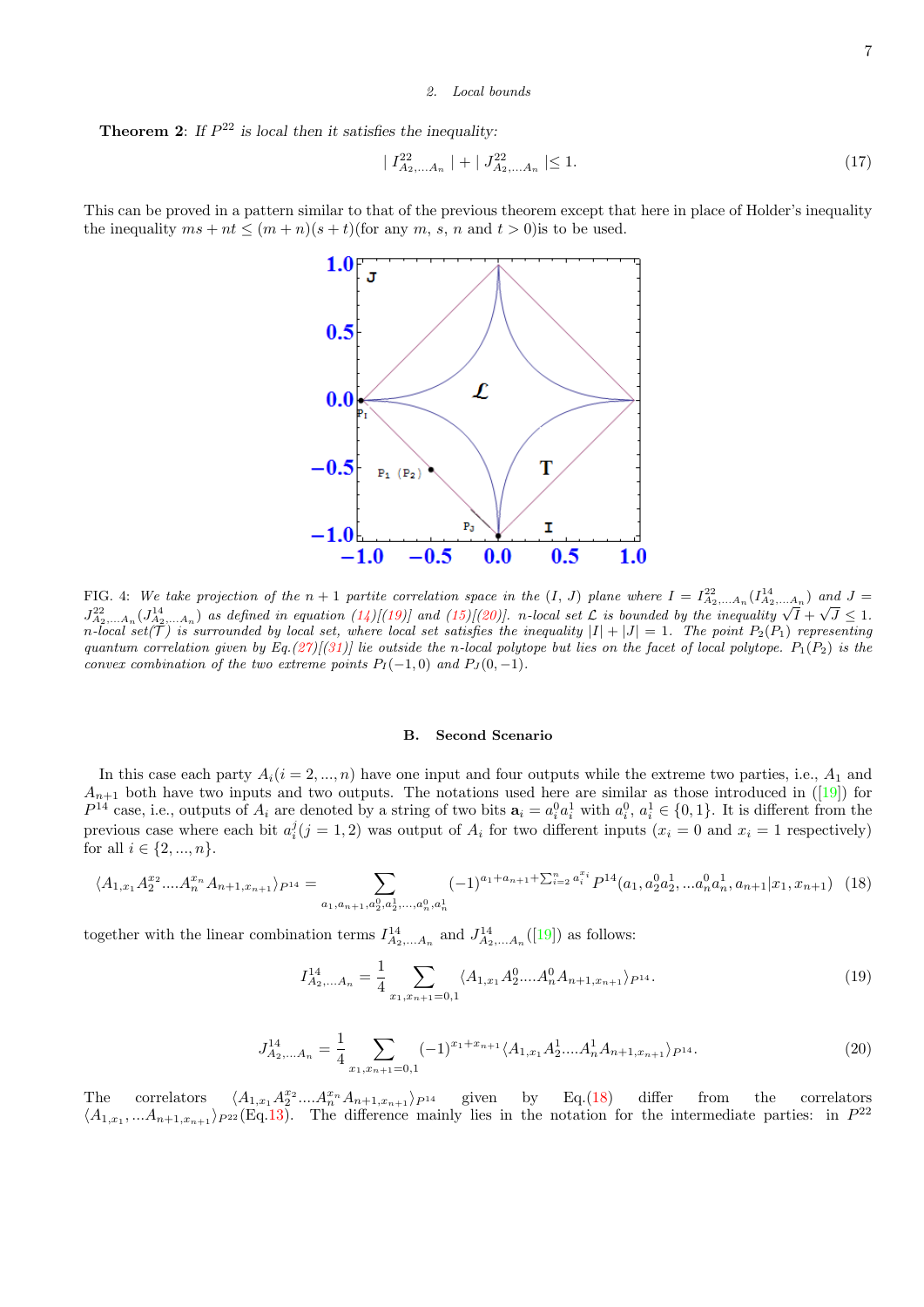*2. Local bounds*

**Theorem 2**: *If $P^{22}$ is local then it satisfies the inequality:*

$$| I^{22}_{A_2,...A_n} | + | J^{22}_{A_2,...A_n} | \leq 1. \tag{17}$$

This can be proved in a pattern similar to that of the previous theorem except that here in place of Holder's inequality the inequality $ms + nt \leq (m+n)(s+t)$(for any $m$, $s$, $n$ and $t > 0$)is to be used.

FIG. 4: *We take projection of the $n+1$ partite correlation space in the $(I, J)$ plane where $I = I^{22}_{A_2,...A_n}(I^{14}_{A_2,...A_n})$ and $J = J^{22}_{A_2,...A_n}(J^{14}_{A_2,...A_n})$ as defined in equation (14)[(19)] and (15)[(20)]. $n$-local set $\mathcal{L}$ is bounded by the inequality $\sqrt{I} + \sqrt{J} \leq 1$. $n$-local set($\mathcal{T}$) is surrounded by local set, where local set satisfies the inequality $|I| + |J| = 1$. The point $P_2(P_1)$ representing quantum correlation given by Eq.(27)[(31)] lie outside the $n$-local polytope but lies on the facet of local polytope. $P_1(P_2)$ is the convex combination of the two extreme points $P_I(-1, 0)$ and $P_J(0, -1)$.*

### B. Second Scenario

In this case each party $A_i (i = 2, ..., n)$ have one input and four outputs while the extreme two parties, i.e., $A_1$ and $A_{n+1}$ both have two inputs and two outputs. The notations used here are similar as those introduced in ([19]) for $P^{14}$ case, i.e., outputs of $A_i$ are denoted by a string of two bits $\mathbf{a}_i = a_i^0 a_i^1$ with $a_i^0$, $a_i^1 \in \{0, 1\}$. It is different from the previous case where each bit $a_i^j (j = 1, 2)$ was output of $A_i$ for two different inputs ($x_i = 0$ and $x_i = 1$ respectively) for all $i \in \{2, ..., n\}$.

$$\langle A_{1,x_1} A_2^{x_2} ....A_n^{x_n} A_{n+1,x_{n+1}} \rangle_{P^{14}} = \sum_{a_1, a_{n+1}, a_2^0, a_2^1, ..., a_n^0, a_n^1} (-1)^{a_1 + a_{n+1} + \sum_{i=2}^n a_i^{x_i}} P^{14}(a_1, a_2^0 a_2^1, ...a_n^0 a_n^1, a_{n+1} | x_1, x_{n+1}) \tag{18}$$

together with the linear combination terms $I^{14}_{A_2,...A_n}$ and $J^{14}_{A_2,...A_n}$([19]) as follows:

$$I^{14}_{A_2,...A_n} = \frac{1}{4} \sum_{x_1, x_{n+1} = 0,1} \langle A_{1,x_1} A_2^0 ....A_n^0 A_{n+1,x_{n+1}} \rangle_{P^{14}}. \tag{19}$$

$$J^{14}_{A_2,...A_n} = \frac{1}{4} \sum_{x_1, x_{n+1} = 0,1} (-1)^{x_1 + x_{n+1}} \langle A_{1,x_1} A_2^1 ....A_n^1 A_{n+1,x_{n+1}} \rangle_{P^{14}}. \tag{20}$$

The correlators $\langle A_{1,x_1} A_2^{x_2} ....A_n^{x_n} A_{n+1,x_{n+1}} \rangle_{P^{14}}$ given by Eq.(18) differ from the correlators $\langle A_{1,x_1}, ...A_{n+1,x_{n+1}} \rangle_{P^{22}}$(Eq.13). The difference mainly lies in the notation for the intermediate parties: in $P^{22}$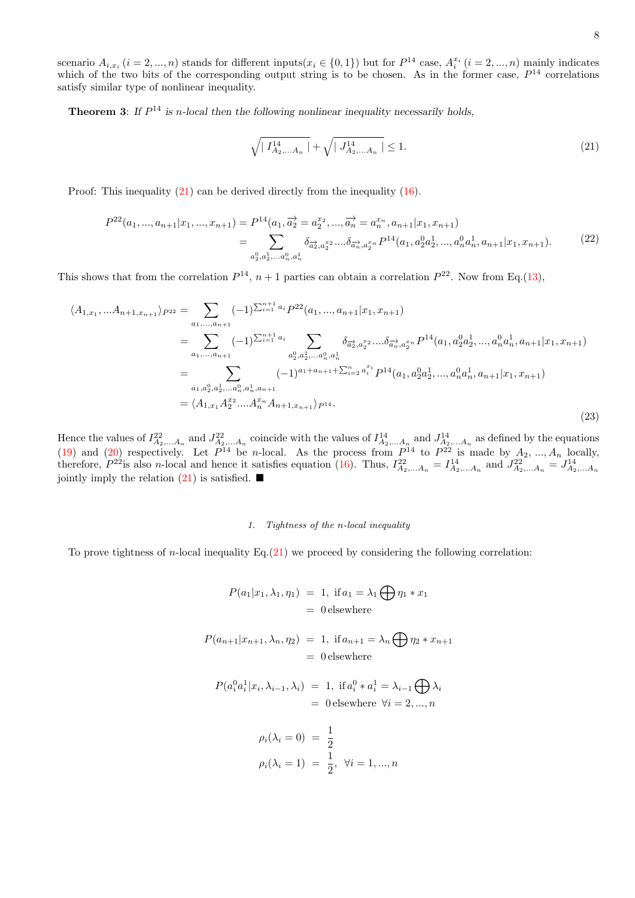scenario $A_{i,x_i}$ $(i=2,...,n)$ stands for different inputs($x_i \in \{0,1\}$) but for $P^{14}$ case, $A_i^{x_i}$ $(i=2,...,n)$ mainly indicates which of the two bits of the corresponding output string is to be chosen. As in the former case, $P^{14}$ correlations satisfy similar type of nonlinear inequality.

**Theorem 3**: *If $P^{14}$ is n-local then the following nonlinear inequality necessarily holds,*

$$\sqrt{|\, I^{14}_{A_2,...A_n}\,|} + \sqrt{|\, J^{14}_{A_2,...A_n}\,|} \leq 1. \tag{21}$$

Proof: This inequality (21) can be derived directly from the inequality (16).

$$\begin{aligned} P^{22}(a_1,...,a_{n+1}|x_1,...,x_{n+1}) &= P^{14}(a_1,\overrightarrow{a_2}=a_2^{x_2},...,\overrightarrow{a_n}=a_n^{x_n},a_{n+1}|x_1,x_{n+1}) \\ &= \sum_{a_2^0,a_2^1,...a_n^0,a_n^1} \delta_{\overrightarrow{a_2},a_2^{x_2}}....\delta_{\overrightarrow{a_n},a_2^{x_n}} P^{14}(a_1,a_2^0a_2^1,...,a_n^0a_n^1,a_{n+1}|x_1,x_{n+1}). \end{aligned} \tag{22}$$

This shows that from the correlation $P^{14}$, $n+1$ parties can obtain a correlation $P^{22}$. Now from Eq.(13),

$$\begin{aligned} \langle A_{1,x_1},...A_{n+1,x_{n+1}}\rangle_{P^{22}} &= \sum_{a_1,...,a_{n+1}} (-1)^{\sum_{i=1}^{n+1} a_i} P^{22}(a_1,...,a_{n+1}|x_1,x_{n+1}) \\ &= \sum_{a_1,...,a_{n+1}} (-1)^{\sum_{i=1}^{n+1} a_i} \sum_{a_2^0,a_2^1,...a_n^0,a_n^1} \delta_{\overrightarrow{a_2},a_2^{x_2}}....\delta_{\overrightarrow{a_n},a_2^{x_n}} P^{14}(a_1,a_2^0a_2^1,...,a_n^0a_n^1,a_{n+1}|x_1,x_{n+1}) \\ &= \sum_{a_1,a_2^0,a_2^1,...a_n^0,a_n^1,a_{n+1}} (-1)^{a_1+a_{n+1}+\sum_{i=2}^{n} a_i^{x_i}} P^{14}(a_1,a_2^0a_2^1,...,a_n^0a_n^1,a_{n+1}|x_1,x_{n+1}) \\ &= \langle A_{1,x_1}A_2^{x_2}....A_n^{x_n}A_{n+1,x_{n+1}}\rangle_{P^{14}}. \end{aligned} \tag{23}$$

Hence the values of $I^{22}_{A_2,...A_n}$ and $J^{22}_{A_2,...A_n}$ coincide with the values of $I^{14}_{A_2,...A_n}$ and $J^{14}_{A_2,...A_n}$ as defined by the equations (19) and (20) respectively. Let $P^{14}$ be $n$-local. As the process from $P^{14}$ to $P^{22}$ is made by $A_2,...,A_n$ locally, therefore, $P^{22}$is also $n$-local and hence it satisfies equation (16). Thus, $I^{22}_{A_2,...A_n}=I^{14}_{A_2,...A_n}$ and $J^{22}_{A_2,...A_n}=J^{14}_{A_2,...A_n}$ jointly imply the relation (21) is satisfied. ■

#### 1. Tightness of the n-local inequality

To prove tightness of $n$-local inequality Eq.(21) we proceed by considering the following correlation:

$$\begin{aligned} P(a_1|x_1,\lambda_1,\eta_1) &= 1, \text{ if } a_1 = \lambda_1 \bigoplus \eta_1 * x_1 \\ &= 0 \text{ elsewhere} \end{aligned}$$

$$\begin{aligned} P(a_{n+1}|x_{n+1},\lambda_n,\eta_2) &= 1, \text{ if } a_{n+1} = \lambda_n \bigoplus \eta_2 * x_{n+1} \\ &= 0 \text{ elsewhere} \end{aligned}$$

$$\begin{aligned} P(a_i^0a_i^1|x_i,\lambda_{i-1},\lambda_i) &= 1, \text{ if } a_i^0 * a_i^1 = \lambda_{i-1} \bigoplus \lambda_i \\ &= 0 \text{ elsewhere } \forall i=2,...,n \end{aligned}$$

$$\begin{aligned} \rho_i(\lambda_i=0) &= \frac{1}{2} \\ \rho_i(\lambda_i=1) &= \frac{1}{2}, \;\; \forall i=1,...,n \end{aligned}$$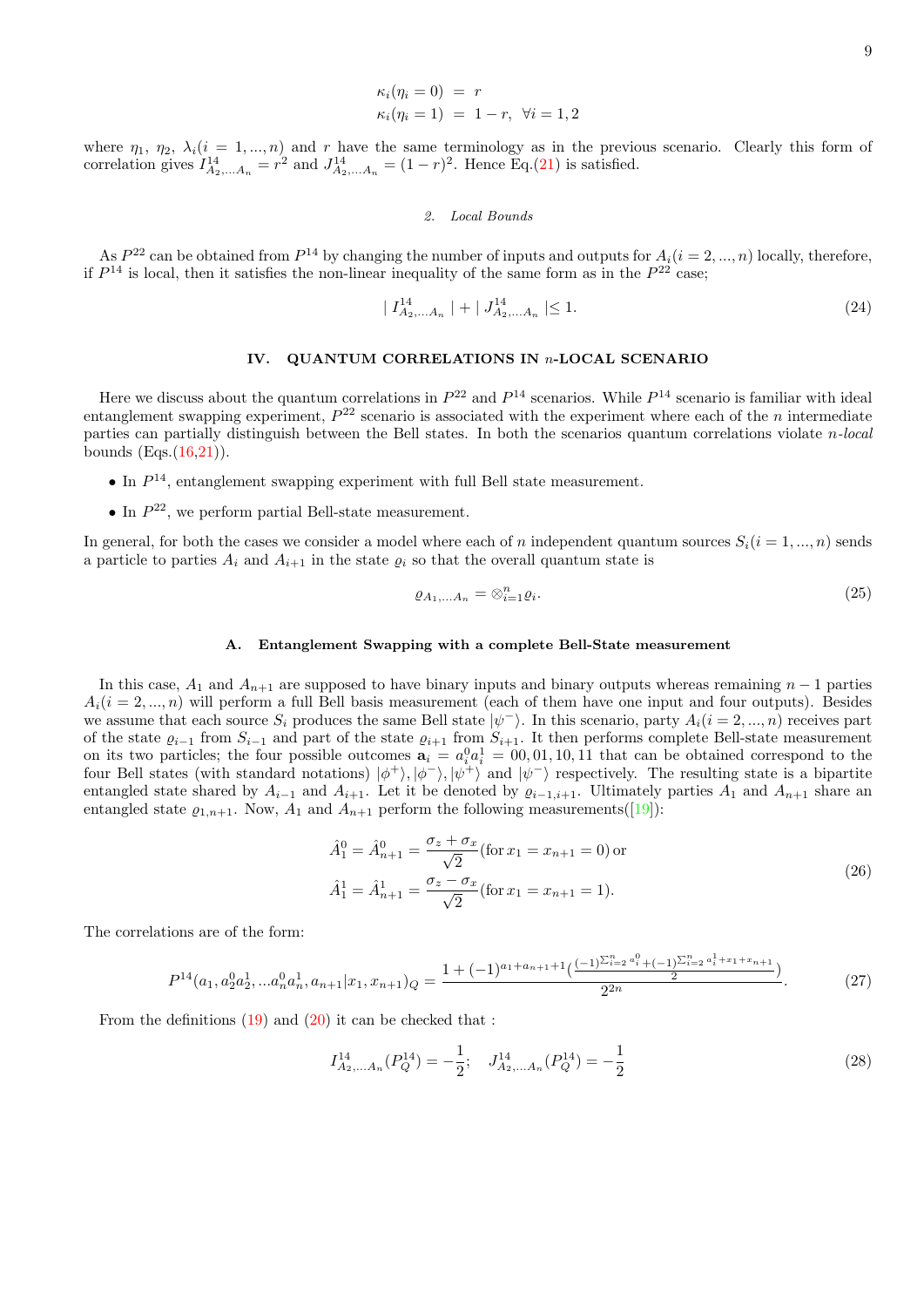$$\kappa_i(\eta_i = 0) \;=\; r$$
$$\kappa_i(\eta_i = 1) \;=\; 1 - r, \;\; \forall i = 1, 2$$

where $\eta_1$, $\eta_2$, $\lambda_i (i = 1, ..., n)$ and $r$ have the same terminology as in the previous scenario. Clearly this form of correlation gives $I^{14}_{A_2,...A_n} = r^2$ and $J^{14}_{A_2,...A_n} = (1-r)^2$. Hence Eq.(21) is satisfied.

#### 2. Local Bounds

As $P^{22}$ can be obtained from $P^{14}$ by changing the number of inputs and outputs for $A_i (i = 2, ..., n)$ locally, therefore, if $P^{14}$ is local, then it satisfies the non-linear inequality of the same form as in the $P^{22}$ case;

$$\mid I^{14}_{A_2,...A_n} \mid + \mid J^{14}_{A_2,...A_n} \mid \leq 1. \tag{24}$$

## IV. QUANTUM CORRELATIONS IN $n$-LOCAL SCENARIO

Here we discuss about the quantum correlations in $P^{22}$ and $P^{14}$ scenarios. While $P^{14}$ scenario is familiar with ideal entanglement swapping experiment, $P^{22}$ scenario is associated with the experiment where each of the $n$ intermediate parties can partially distinguish between the Bell states. In both the scenarios quantum correlations violate *n-local* bounds (Eqs.(16,21)).

- In $P^{14}$, entanglement swapping experiment with full Bell state measurement.
- In $P^{22}$, we perform partial Bell-state measurement.

In general, for both the cases we consider a model where each of $n$ independent quantum sources $S_i (i = 1, ..., n)$ sends a particle to parties $A_i$ and $A_{i+1}$ in the state $\varrho_i$ so that the overall quantum state is

$$\varrho_{A_1,...A_n} = \otimes_{i=1}^n \varrho_i. \tag{25}$$

### A. Entanglement Swapping with a complete Bell-State measurement

In this case, $A_1$ and $A_{n+1}$ are supposed to have binary inputs and binary outputs whereas remaining $n-1$ parties $A_i (i = 2, ..., n)$ will perform a full Bell basis measurement (each of them have one input and four outputs). Besides we assume that each source $S_i$ produces the same Bell state $|\psi^-\rangle$. In this scenario, party $A_i (i = 2, ..., n)$ receives part of the state $\varrho_{i-1}$ from $S_{i-1}$ and part of the state $\varrho_{i+1}$ from $S_{i+1}$. It then performs complete Bell-state measurement on its two particles; the four possible outcomes $\mathbf{a}_i = a_i^0 a_i^1 = 00, 01, 10, 11$ that can be obtained correspond to the four Bell states (with standard notations) $|\phi^+\rangle, |\phi^-\rangle, |\psi^+\rangle$ and $|\psi^-\rangle$ respectively. The resulting state is a bipartite entangled state shared by $A_{i-1}$ and $A_{i+1}$. Let it be denoted by $\varrho_{i-1,i+1}$. Ultimately parties $A_1$ and $A_{n+1}$ share an entangled state $\varrho_{1,n+1}$. Now, $A_1$ and $A_{n+1}$ perform the following measurements([19]):

$$\begin{aligned}
\hat{A}_1^0 = \hat{A}_{n+1}^0 &= \frac{\sigma_z + \sigma_x}{\sqrt{2}} (\text{for}\, x_1 = x_{n+1} = 0)\,\text{or} \\
\hat{A}_1^1 = \hat{A}_{n+1}^1 &= \frac{\sigma_z - \sigma_x}{\sqrt{2}} (\text{for}\, x_1 = x_{n+1} = 1).
\end{aligned} \tag{26}$$

The correlations are of the form:

$$P^{14}(a_1, a_2^0 a_2^1, ... a_n^0 a_n^1, a_{n+1} | x_1, x_{n+1})_Q = \frac{1 + (-1)^{a_1 + a_{n+1} + 1} \big( \frac{(-1)^{\sum_{i=2}^n a_i^0} + (-1)^{\sum_{i=2}^n a_i^1 + x_1 + x_{n+1}}}{2} \big)}{2^{2n}}. \tag{27}$$

From the definitions (19) and (20) it can be checked that :

$$I^{14}_{A_2,...A_n}(P^{14}_Q) = -\frac{1}{2}; \quad J^{14}_{A_2,...A_n}(P^{14}_Q) = -\frac{1}{2} \tag{28}$$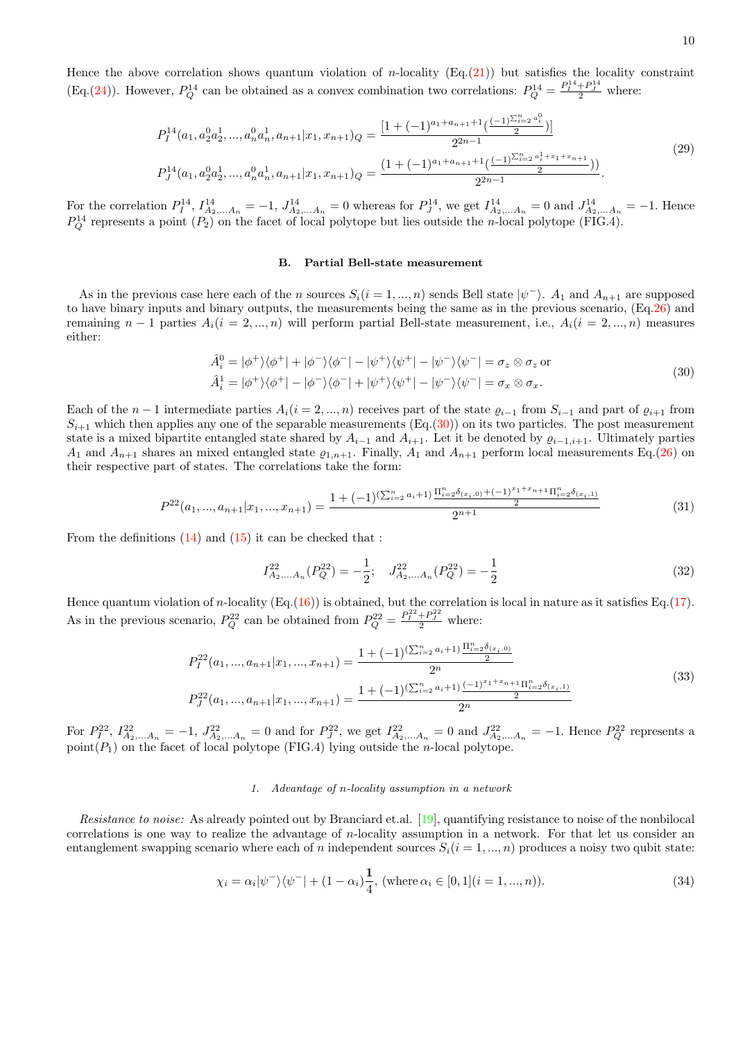Hence the above correlation shows quantum violation of $n$-locality (Eq.(21)) but satisfies the locality constraint (Eq.(24)). However, $P_Q^{14}$ can be obtained as a convex combination two correlations: $P_Q^{14} = \frac{P_I^{14}+P_J^{14}}{2}$ where:

$$
\begin{aligned}
P_I^{14}(a_1, a_2^0 a_2^1, ..., a_n^0 a_n^1, a_{n+1}|x_1, x_{n+1})_Q &= \frac{[1 + (-1)^{a_1+a_{n+1}+1}(\frac{(-1)^{\sum_{i=2}^{n} a_i^0}}{2})]}{2^{2n-1}} \\
P_J^{14}(a_1, a_2^0 a_2^1, ..., a_n^0 a_n^1, a_{n+1}|x_1, x_{n+1})_Q &= \frac{(1 + (-1)^{a_1+a_{n+1}+1}(\frac{(-1)^{\sum_{i=2}^{n} a_i^1 + x_1 + x_{n+1}}}{2}))}{2^{2n-1}}.
\end{aligned}
\tag{29}
$$

For the correlation $P_I^{14}$, $I_{A_2,...A_n}^{14} = -1$, $J_{A_2,...A_n}^{14} = 0$ whereas for $P_J^{14}$, we get $I_{A_2,...A_n}^{14} = 0$ and $J_{A_2,...A_n}^{14} = -1$. Hence $P_Q^{14}$ represents a point ($P_2$) on the facet of local polytope but lies outside the $n$-local polytope (FIG.4).

### B. Partial Bell-state measurement

As in the previous case here each of the $n$ sources $S_i(i = 1, ..., n)$ sends Bell state $|\psi^-\rangle$. $A_1$ and $A_{n+1}$ are supposed to have binary inputs and binary outputs, the measurements being the same as in the previous scenario, (Eq.26) and remaining $n-1$ parties $A_i(i = 2, ..., n)$ will perform partial Bell-state measurement, i.e., $A_i(i = 2, ..., n)$ measures either:

$$
\begin{aligned}
\hat{A}_i^0 &= |\phi^+\rangle\langle\phi^+| + |\phi^-\rangle\langle\phi^-| - |\psi^+\rangle\langle\psi^+| - |\psi^-\rangle\langle\psi^-| = \sigma_z \otimes \sigma_z \text{ or} \\
\hat{A}_i^1 &= |\phi^+\rangle\langle\phi^+| - |\phi^-\rangle\langle\phi^-| + |\psi^+\rangle\langle\psi^+| - |\psi^-\rangle\langle\psi^-| = \sigma_x \otimes \sigma_x.
\end{aligned}
\tag{30}
$$

Each of the $n-1$ intermediate parties $A_i(i = 2, ..., n)$ receives part of the state $\varrho_{i-1}$ from $S_{i-1}$ and part of $\varrho_{i+1}$ from $S_{i+1}$ which then applies any one of the separable measurements (Eq.(30)) on its two particles. The post measurement state is a mixed bipartite entangled state shared by $A_{i-1}$ and $A_{i+1}$. Let it be denoted by $\varrho_{i-1,i+1}$. Ultimately parties $A_1$ and $A_{n+1}$ shares an mixed entangled state $\varrho_{1,n+1}$. Finally, $A_1$ and $A_{n+1}$ perform local measurements Eq.(26) on their respective part of states. The correlations take the form:

$$
P^{22}(a_1, ..., a_{n+1}|x_1, ..., x_{n+1}) = \frac{1 + (-1)^{(\sum_{i=2}^{n} a_i + 1)} \frac{\Pi_{i=2}^{n}\delta_{(x_i,0)} + (-1)^{x_1+x_{n+1}}\Pi_{i=2}^{n}\delta_{(x_i,1)}}{2}}{2^{n+1}}
\tag{31}
$$

From the definitions (14) and (15) it can be checked that :

$$
I_{A_2,...A_n}^{22}(P_Q^{22}) = -\frac{1}{2}; \quad J_{A_2,...A_n}^{22}(P_Q^{22}) = -\frac{1}{2}
\tag{32}
$$

Hence quantum violation of $n$-locality (Eq.(16)) is obtained, but the correlation is local in nature as it satisfies Eq.(17). As in the previous scenario, $P_Q^{22}$ can be obtained from $P_Q^{22} = \frac{P_I^{22}+P_J^{22}}{2}$ where:

$$
\begin{aligned}
P_I^{22}(a_1, ..., a_{n+1}|x_1, ..., x_{n+1}) &= \frac{1 + (-1)^{(\sum_{i=2}^{n} a_i + 1)} \frac{\Pi_{i=2}^{n}\delta_{(x_i,0)}}{2}}{2^n} \\
P_J^{22}(a_1, ..., a_{n+1}|x_1, ..., x_{n+1}) &= \frac{1 + (-1)^{(\sum_{i=2}^{n} a_i + 1)} \frac{(-1)^{x_1+x_{n+1}}\Pi_{i=2}^{n}\delta_{(x_i,1)}}{2}}{2^n}
\end{aligned}
\tag{33}
$$

For $P_I^{22}$, $I_{A_2,...A_n}^{22} = -1$, $J_{A_2,...A_n}^{22} = 0$ and for $P_J^{22}$, we get $I_{A_2,...A_n}^{22} = 0$ and $J_{A_2,...A_n}^{22} = -1$. Hence $P_Q^{22}$ represents a point($P_1$) on the facet of local polytope (FIG.4) lying outside the $n$-local polytope.

#### 1. Advantage of n-locality assumption in a network

*Resistance to noise:* As already pointed out by Branciard et.al. [19], quantifying resistance to noise of the nonbilocal correlations is one way to realize the advantage of $n$-locality assumption in a network. For that let us consider an entanglement swapping scenario where each of $n$ independent sources $S_i(i = 1, ..., n)$ produces a noisy two qubit state:

$$
\chi_i = \alpha_i|\psi^-\rangle\langle\psi^-| + (1-\alpha_i)\frac{\mathbf{1}}{4}, \text{ (where } \alpha_i \in [0,1] (i = 1, ..., n)).
\tag{34}
$$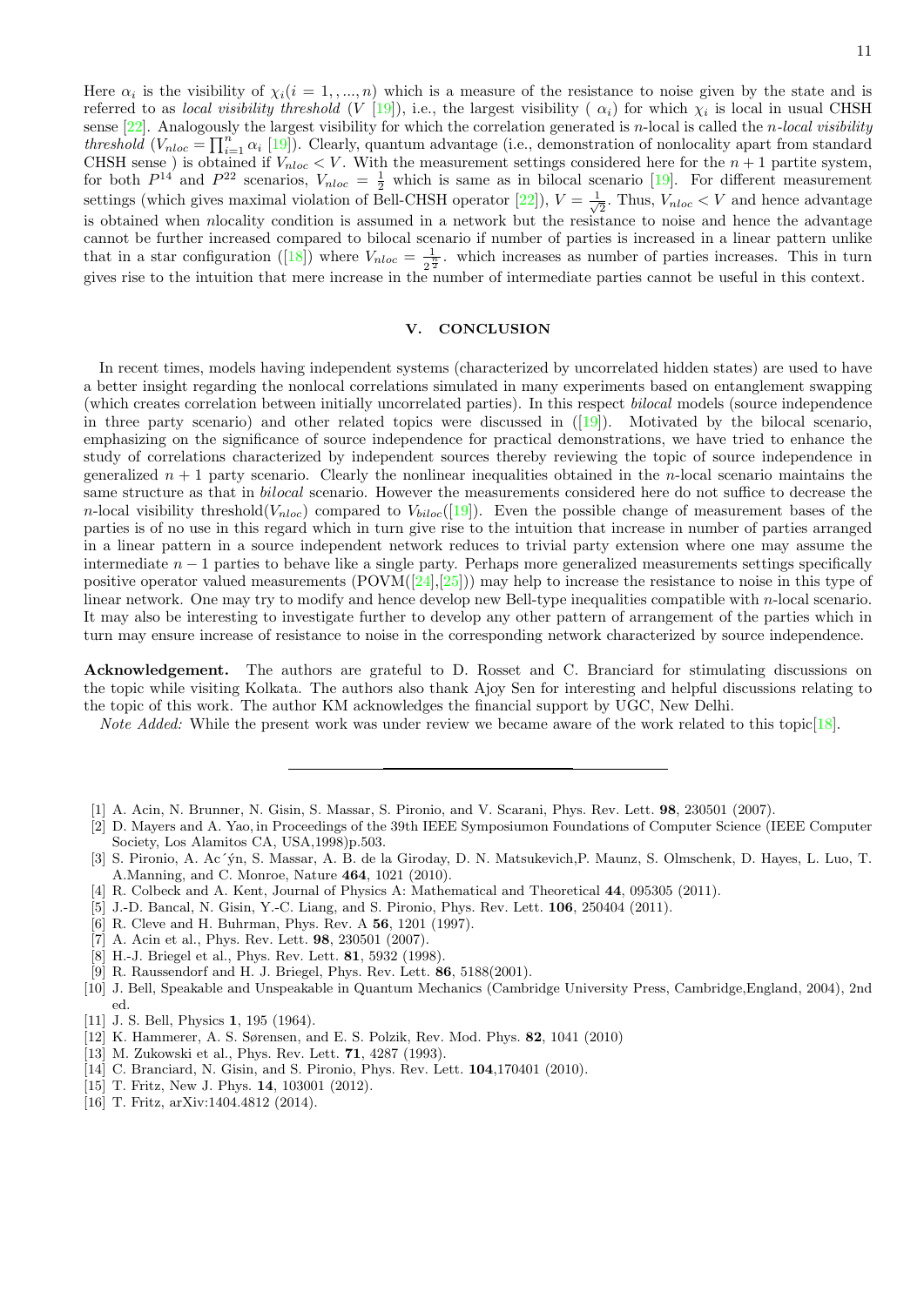Here $\alpha_i$ is the visibility of $\chi_i (i = 1, ,..., n)$ which is a measure of the resistance to noise given by the state and is referred to as *local visibility threshold* ($V$ [19]), i.e., the largest visibility ( $\alpha_i$) for which $\chi_i$ is local in usual CHSH sense [22]. Analogously the largest visibility for which the correlation generated is $n$-local is called the *n-local visibility threshold* ($V_{nloc} = \prod_{i=1}^{n} \alpha_i$ [19]). Clearly, quantum advantage (i.e., demonstration of nonlocality apart from standard CHSH sense ) is obtained if $V_{nloc} < V$. With the measurement settings considered here for the $n+1$ partite system, for both $P^{14}$ and $P^{22}$ scenarios, $V_{nloc} = \frac{1}{2}$ which is same as in bilocal scenario [19]. For different measurement settings (which gives maximal violation of Bell-CHSH operator [22]), $V = \frac{1}{\sqrt{2}}$. Thus, $V_{nloc} < V$ and hence advantage is obtained when $n$locality condition is assumed in a network but the resistance to noise and hence the advantage cannot be further increased compared to bilocal scenario if number of parties is increased in a linear pattern unlike that in a star configuration ([18]) where $V_{nloc} = \frac{1}{2^{\frac{n}{2}}}$. which increases as number of parties increases. This in turn gives rise to the intuition that mere increase in the number of intermediate parties cannot be useful in this context.

## V. CONCLUSION

In recent times, models having independent systems (characterized by uncorrelated hidden states) are used to have a better insight regarding the nonlocal correlations simulated in many experiments based on entanglement swapping (which creates correlation between initially uncorrelated parties). In this respect *bilocal* models (source independence in three party scenario) and other related topics were discussed in ([19]). Motivated by the bilocal scenario, emphasizing on the significance of source independence for practical demonstrations, we have tried to enhance the study of correlations characterized by independent sources thereby reviewing the topic of source independence in generalized $n+1$ party scenario. Clearly the nonlinear inequalities obtained in the $n$-local scenario maintains the same structure as that in *bilocal* scenario. However the measurements considered here do not suffice to decrease the $n$-local visibility threshold($V_{nloc}$) compared to $V_{biloc}$([19]). Even the possible change of measurement bases of the parties is of no use in this regard which in turn give rise to the intuition that increase in number of parties arranged in a linear pattern in a source independent network reduces to trivial party extension where one may assume the intermediate $n-1$ parties to behave like a single party. Perhaps more generalized measurements settings specifically positive operator valued measurements (POVM([24],[25])) may help to increase the resistance to noise in this type of linear network. One may try to modify and hence develop new Bell-type inequalities compatible with $n$-local scenario. It may also be interesting to investigate further to develop any other pattern of arrangement of the parties which in turn may ensure increase of resistance to noise in the corresponding network characterized by source independence.

**Acknowledgement.** The authors are grateful to D. Rosset and C. Branciard for stimulating discussions on the topic while visiting Kolkata. The authors also thank Ajoy Sen for interesting and helpful discussions relating to the topic of this work. The author KM acknowledges the financial support by UGC, New Delhi.

*Note Added:* While the present work was under review we became aware of the work related to this topic[18].

---

[1] A. Acin, N. Brunner, N. Gisin, S. Massar, S. Pironio, and V. Scarani, Phys. Rev. Lett. **98**, 230501 (2007).
[2] D. Mayers and A. Yao,in Proceedings of the 39th IEEE Symposiumon Foundations of Computer Science (IEEE Computer Society, Los Alamitos CA, USA,1998)p.503.
[3] S. Pironio, A. Ac´ýn, S. Massar, A. B. de la Giroday, D. N. Matsukevich,P. Maunz, S. Olmschenk, D. Hayes, L. Luo, T. A.Manning, and C. Monroe, Nature **464**, 1021 (2010).
[4] R. Colbeck and A. Kent, Journal of Physics A: Mathematical and Theoretical **44**, 095305 (2011).
[5] J.-D. Bancal, N. Gisin, Y.-C. Liang, and S. Pironio, Phys. Rev. Lett. **106**, 250404 (2011).
[6] R. Cleve and H. Buhrman, Phys. Rev. A **56**, 1201 (1997).
[7] A. Acin et al., Phys. Rev. Lett. **98**, 230501 (2007).
[8] H.-J. Briegel et al., Phys. Rev. Lett. **81**, 5932 (1998).
[9] R. Raussendorf and H. J. Briegel, Phys. Rev. Lett. **86**, 5188(2001).
[10] J. Bell, Speakable and Unspeakable in Quantum Mechanics (Cambridge University Press, Cambridge,England, 2004), 2nd ed.
[11] J. S. Bell, Physics **1**, 195 (1964).
[12] K. Hammerer, A. S. Sørensen, and E. S. Polzik, Rev. Mod. Phys. **82**, 1041 (2010)
[13] M. Zukowski et al., Phys. Rev. Lett. **71**, 4287 (1993).
[14] C. Branciard, N. Gisin, and S. Pironio, Phys. Rev. Lett. **104**,170401 (2010).
[15] T. Fritz, New J. Phys. **14**, 103001 (2012).
[16] T. Fritz, arXiv:1404.4812 (2014).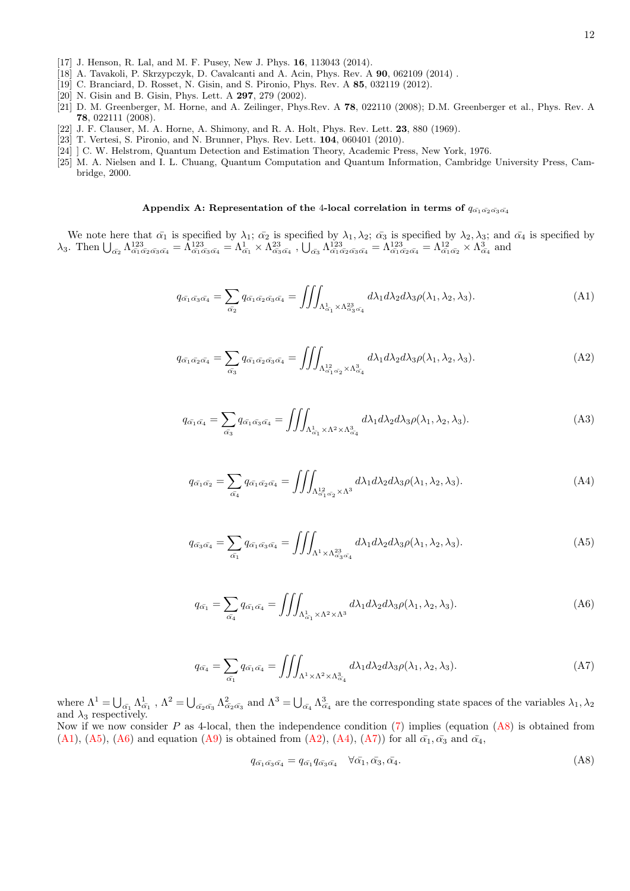[17] J. Henson, R. Lal, and M. F. Pusey, New J. Phys. **16**, 113043 (2014).
[18] A. Tavakoli, P. Skrzypczyk, D. Cavalcanti and A. Acin, Phys. Rev. A **90**, 062109 (2014) .
[19] C. Branciard, D. Rosset, N. Gisin, and S. Pironio, Phys. Rev. A **85**, 032119 (2012).
[20] N. Gisin and B. Gisin, Phys. Lett. A **297**, 279 (2002).
[21] D. M. Greenberger, M. Horne, and A. Zeilinger, Phys.Rev. A **78**, 022110 (2008); D.M. Greenberger et al., Phys. Rev. A **78**, 022111 (2008).
[22] J. F. Clauser, M. A. Horne, A. Shimony, and R. A. Holt, Phys. Rev. Lett. **23**, 880 (1969).
[23] T. Vertesi, S. Pironio, and N. Brunner, Phys. Rev. Lett. **104**, 060401 (2010).
[24] ] C. W. Helstrom, Quantum Detection and Estimation Theory, Academic Press, New York, 1976.
[25] M. A. Nielsen and I. L. Chuang, Quantum Computation and Quantum Information, Cambridge University Press, Cambridge, 2000.

## Appendix A: Representation of the 4-local correlation in terms of $q_{\bar{\alpha_1}\bar{\alpha_2}\bar{\alpha_3}\bar{\alpha_4}}$

We note here that $\bar{\alpha_1}$ is specified by $\lambda_1$; $\bar{\alpha_2}$ is specified by $\lambda_1, \lambda_2$; $\bar{\alpha_3}$ is specified by $\lambda_2, \lambda_3$; and $\bar{\alpha_4}$ is specified by $\lambda_3$. Then $\bigcup_{\bar{\alpha_2}} \Lambda^{123}_{\bar{\alpha_1}\bar{\alpha_2}\bar{\alpha_3}\bar{\alpha_4}} = \Lambda^{123}_{\bar{\alpha_1}\bar{\alpha_3}\bar{\alpha_4}} = \Lambda^1_{\bar{\alpha_1}} \times \Lambda^{23}_{\bar{\alpha_3}\bar{\alpha_4}}$ , $\bigcup_{\bar{\alpha_3}} \Lambda^{123}_{\bar{\alpha_1}\bar{\alpha_2}\bar{\alpha_3}\bar{\alpha_4}} = \Lambda^{123}_{\bar{\alpha_1}\bar{\alpha_2}\bar{\alpha_4}} = \Lambda^{12}_{\bar{\alpha_1}\bar{\alpha_2}} \times \Lambda^3_{\bar{\alpha_4}}$ and

$$q_{\bar{\alpha_1}\bar{\alpha_3}\bar{\alpha_4}} = \sum_{\bar{\alpha_2}} q_{\bar{\alpha_1}\bar{\alpha_2}\bar{\alpha_3}\bar{\alpha_4}} = \iiint_{\Lambda^1_{\bar{\alpha_1}} \times \Lambda^{23}_{\bar{\alpha_3}\bar{\alpha_4}}} d\lambda_1 d\lambda_2 d\lambda_3 \rho(\lambda_1, \lambda_2, \lambda_3). \tag{A1}$$

$$q_{\bar{\alpha_1}\bar{\alpha_2}\bar{\alpha_4}} = \sum_{\bar{\alpha_3}} q_{\bar{\alpha_1}\bar{\alpha_2}\bar{\alpha_3}\bar{\alpha_4}} = \iiint_{\Lambda^{12}_{\bar{\alpha_1}\bar{\alpha_2}} \times \Lambda^3_{\bar{\alpha_4}}} d\lambda_1 d\lambda_2 d\lambda_3 \rho(\lambda_1, \lambda_2, \lambda_3). \tag{A2}$$

$$q_{\bar{\alpha_1}\bar{\alpha_4}} = \sum_{\bar{\alpha_3}} q_{\bar{\alpha_1}\bar{\alpha_3}\bar{\alpha_4}} = \iiint_{\Lambda^1_{\bar{\alpha_1}} \times \Lambda^2 \times \Lambda^3_{\bar{\alpha_4}}} d\lambda_1 d\lambda_2 d\lambda_3 \rho(\lambda_1, \lambda_2, \lambda_3). \tag{A3}$$

$$q_{\bar{\alpha_1}\bar{\alpha_2}} = \sum_{\bar{\alpha_4}} q_{\bar{\alpha_1}\bar{\alpha_2}\bar{\alpha_4}} = \iiint_{\Lambda^{12}_{\bar{\alpha_1}\bar{\alpha_2}} \times \Lambda^3} d\lambda_1 d\lambda_2 d\lambda_3 \rho(\lambda_1, \lambda_2, \lambda_3). \tag{A4}$$

$$q_{\bar{\alpha_3}\bar{\alpha_4}} = \sum_{\bar{\alpha_1}} q_{\bar{\alpha_1}\bar{\alpha_3}\bar{\alpha_4}} = \iiint_{\Lambda^1 \times \Lambda^{23}_{\bar{\alpha_3}\bar{\alpha_4}}} d\lambda_1 d\lambda_2 d\lambda_3 \rho(\lambda_1, \lambda_2, \lambda_3). \tag{A5}$$

$$q_{\bar{\alpha_1}} = \sum_{\bar{\alpha_4}} q_{\bar{\alpha_1}\bar{\alpha_4}} = \iiint_{\Lambda^1_{\bar{\alpha_1}} \times \Lambda^2 \times \Lambda^3} d\lambda_1 d\lambda_2 d\lambda_3 \rho(\lambda_1, \lambda_2, \lambda_3). \tag{A6}$$

$$q_{\bar{\alpha_4}} = \sum_{\bar{\alpha_1}} q_{\bar{\alpha_1}\bar{\alpha_4}} = \iiint_{\Lambda^1 \times \Lambda^2 \times \Lambda^3_{\bar{\alpha_4}}} d\lambda_1 d\lambda_2 d\lambda_3 \rho(\lambda_1, \lambda_2, \lambda_3). \tag{A7}$$

where $\Lambda^1 = \bigcup_{\bar{\alpha_1}} \Lambda^1_{\bar{\alpha_1}}$ , $\Lambda^2 = \bigcup_{\bar{\alpha_2}\bar{\alpha_3}} \Lambda^2_{\bar{\alpha_2}\bar{\alpha_3}}$ and $\Lambda^3 = \bigcup_{\bar{\alpha_4}} \Lambda^3_{\bar{\alpha_4}}$ are the corresponding state spaces of the variables $\lambda_1, \lambda_2$ and $\lambda_3$ respectively.
Now if we now consider $P$ as 4-local, then the independence condition (7) implies (equation (A8) is obtained from (A1), (A5), (A6) and equation (A9) is obtained from (A2), (A4), (A7)) for all $\bar{\alpha_1}, \bar{\alpha_3}$ and $\bar{\alpha_4}$,

$$q_{\bar{\alpha_1}\bar{\alpha_3}\bar{\alpha_4}} = q_{\bar{\alpha_1}} q_{\bar{\alpha_3}\bar{\alpha_4}} \quad \forall \bar{\alpha_1}, \bar{\alpha_3}, \bar{\alpha_4}. \tag{A8}$$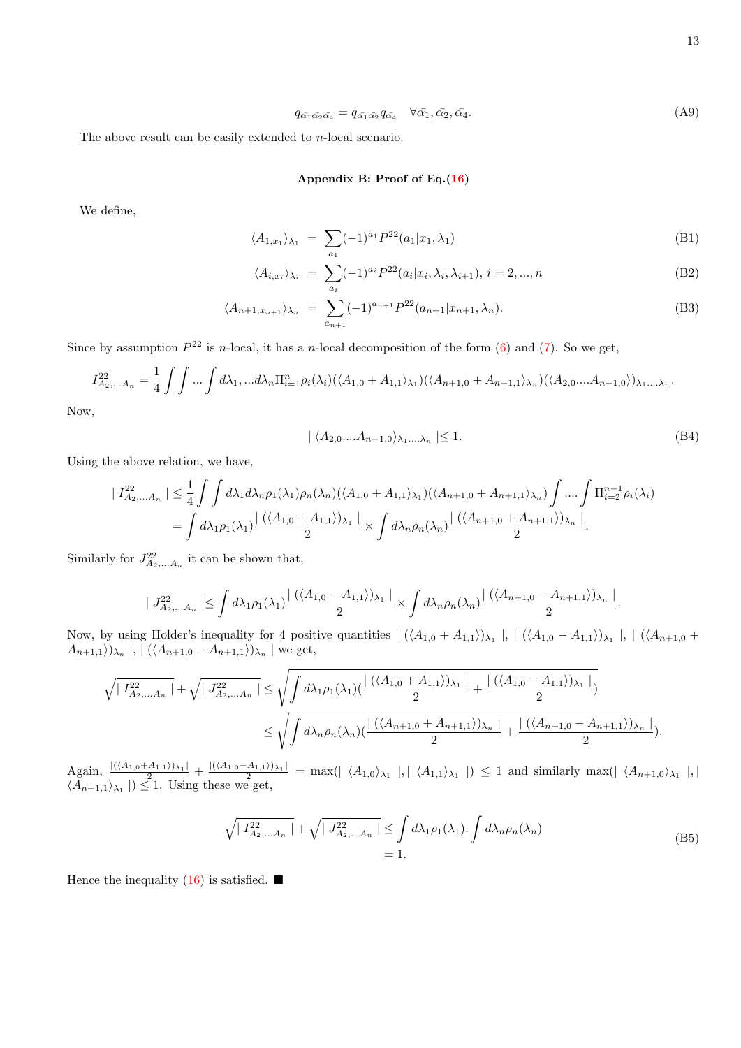$$q_{\bar{\alpha_1}\bar{\alpha_2}\bar{\alpha_4}} = q_{\bar{\alpha_1}\bar{\alpha_2}} q_{\bar{\alpha_4}} \quad \forall \bar{\alpha_1}, \bar{\alpha_2}, \bar{\alpha_4}. \tag{A9}$$

The above result can be easily extended to $n$-local scenario.

## Appendix B: Proof of Eq.(16)

We define,

$$\langle A_{1,x_1}\rangle_{\lambda_1} = \sum_{a_1} (-1)^{a_1} P^{22}(a_1|x_1, \lambda_1) \tag{B1}$$

$$\langle A_{i,x_i}\rangle_{\lambda_i} = \sum_{a_i} (-1)^{a_i} P^{22}(a_i|x_i, \lambda_i, \lambda_{i+1}),\ i = 2, ..., n \tag{B2}$$

$$\langle A_{n+1,x_{n+1}}\rangle_{\lambda_n} = \sum_{a_{n+1}} (-1)^{a_{n+1}} P^{22}(a_{n+1}|x_{n+1}, \lambda_n). \tag{B3}$$

Since by assumption $P^{22}$ is $n$-local, it has a $n$-local decomposition of the form (6) and (7). So we get,

$$I^{22}_{A_2,...A_n} = \frac{1}{4} \int\int ... \int d\lambda_1, ...d\lambda_n \Pi_{i=1}^{n} \rho_i(\lambda_i) (\langle A_{1,0} + A_{1,1}\rangle_{\lambda_1}) (\langle A_{n+1,0} + A_{n+1,1}\rangle_{\lambda_n}) (\langle A_{2,0} .... A_{n-1,0}\rangle)_{\lambda_1 .... \lambda_n}.$$

Now,

$$|\ \langle A_{2,0} .... A_{n-1,0}\rangle_{\lambda_1 .... \lambda_n}\ | \leq 1. \tag{B4}$$

Using the above relation, we have,

$$\begin{aligned}
|\ I^{22}_{A_2,...A_n}\ | &\leq \frac{1}{4} \int\int d\lambda_1 d\lambda_n \rho_1(\lambda_1)\rho_n(\lambda_n) (\langle A_{1,0} + A_{1,1}\rangle_{\lambda_1}) (\langle A_{n+1,0} + A_{n+1,1}\rangle_{\lambda_n}) \int .... \int \Pi_{i=2}^{n-1} \rho_i(\lambda_i) \\
&= \int d\lambda_1 \rho_1(\lambda_1) \frac{|\ (\langle A_{1,0} + A_{1,1}\rangle)_{\lambda_1}\ |}{2} \times \int d\lambda_n \rho_n(\lambda_n) \frac{|\ (\langle A_{n+1,0} + A_{n+1,1}\rangle)_{\lambda_n}\ |}{2}.
\end{aligned}$$

Similarly for $J^{22}_{A_2,...A_n}$ it can be shown that,

$$|\ J^{22}_{A_2,...A_n}\ | \leq \int d\lambda_1 \rho_1(\lambda_1) \frac{|\ (\langle A_{1,0} - A_{1,1}\rangle)_{\lambda_1}\ |}{2} \times \int d\lambda_n \rho_n(\lambda_n) \frac{|\ (\langle A_{n+1,0} - A_{n+1,1}\rangle)_{\lambda_n}\ |}{2}.$$

Now, by using Holder's inequality for 4 positive quantities $|\ (\langle A_{1,0} + A_{1,1}\rangle)_{\lambda_1}\ |$, $|\ (\langle A_{1,0} - A_{1,1}\rangle)_{\lambda_1}\ |$, $|\ (\langle A_{n+1,0} + A_{n+1,1}\rangle)_{\lambda_n}\ |$, $|\ (\langle A_{n+1,0} - A_{n+1,1}\rangle)_{\lambda_n}\ |$ we get,

$$\begin{aligned}
\sqrt{|\ I^{22}_{A_2,...A_n}\ |} + \sqrt{|\ J^{22}_{A_2,...A_n}\ |} &\leq \sqrt{\int d\lambda_1 \rho_1(\lambda_1) (\frac{|\ (\langle A_{1,0} + A_{1,1}\rangle)_{\lambda_1}\ |}{2} + \frac{|\ (\langle A_{1,0} - A_{1,1}\rangle)_{\lambda_1}\ |}{2})} \\
&\leq \sqrt{\int d\lambda_n \rho_n(\lambda_n) (\frac{|\ (\langle A_{n+1,0} + A_{n+1,1}\rangle)_{\lambda_n}\ |}{2} + \frac{|\ (\langle A_{n+1,0} - A_{n+1,1}\rangle)_{\lambda_n}\ |}{2})}.
\end{aligned}$$

Again, $\frac{|(\langle A_{1,0} + A_{1,1}\rangle)_{\lambda_1}|}{2} + \frac{|(\langle A_{1,0} - A_{1,1}\rangle)_{\lambda_1}|}{2} = \max(|\ \langle A_{1,0}\rangle_{\lambda_1}\ |, |\ \langle A_{1,1}\rangle_{\lambda_1}\ |) \leq 1$ and similarly $\max(|\ \langle A_{n+1,0}\rangle_{\lambda_1}\ |, |\ \langle A_{n+1,1}\rangle_{\lambda_1}\ |) \leq 1$. Using these we get,

$$\begin{aligned}
\sqrt{|\ I^{22}_{A_2,...A_n}\ |} + \sqrt{|\ J^{22}_{A_2,...A_n}\ |} &\leq \int d\lambda_1 \rho_1(\lambda_1). \int d\lambda_n \rho_n(\lambda_n) \\
&= 1.
\end{aligned} \tag{B5}$$

Hence the inequality (16) is satisfied. ■